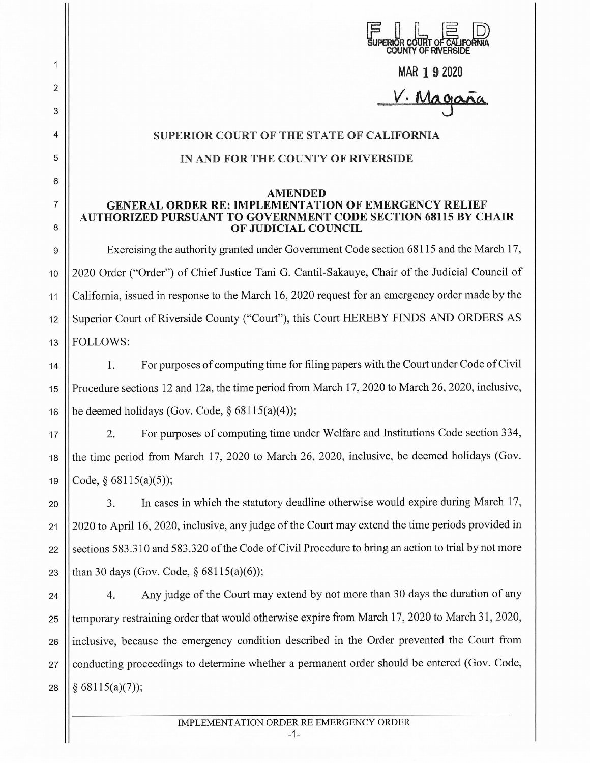FILED
SUPERIOR COURT OF CALIFORNIA
COUNTY OF RIVERSIDE

MAR 19 2020

V. Magaña

# SUPERIOR COURT OF THE STATE OF CALIFORNIA

# IN AND FOR THE COUNTY OF RIVERSIDE

## AMENDED
## GENERAL ORDER RE: IMPLEMENTATION OF EMERGENCY RELIEF AUTHORIZED PURSUANT TO GOVERNMENT CODE SECTION 68115 BY CHAIR OF JUDICIAL COUNCIL

Exercising the authority granted under Government Code section 68115 and the March 17, 2020 Order ("Order") of Chief Justice Tani G. Cantil-Sakauye, Chair of the Judicial Council of California, issued in response to the March 16, 2020 request for an emergency order made by the Superior Court of Riverside County ("Court"), this Court HEREBY FINDS AND ORDERS AS FOLLOWS:

1. For purposes of computing time for filing papers with the Court under Code of Civil Procedure sections 12 and 12a, the time period from March 17, 2020 to March 26, 2020, inclusive, be deemed holidays (Gov. Code, § 68115(a)(4));

2. For purposes of computing time under Welfare and Institutions Code section 334, the time period from March 17, 2020 to March 26, 2020, inclusive, be deemed holidays (Gov. Code, § 68115(a)(5));

3. In cases in which the statutory deadline otherwise would expire during March 17, 2020 to April 16, 2020, inclusive, any judge of the Court may extend the time periods provided in sections 583.310 and 583.320 of the Code of Civil Procedure to bring an action to trial by not more than 30 days (Gov. Code, § 68115(a)(6));

4. Any judge of the Court may extend by not more than 30 days the duration of any temporary restraining order that would otherwise expire from March 17, 2020 to March 31, 2020, inclusive, because the emergency condition described in the Order prevented the Court from conducting proceedings to determine whether a permanent order should be entered (Gov. Code, § 68115(a)(7));

IMPLEMENTATION ORDER RE EMERGENCY ORDER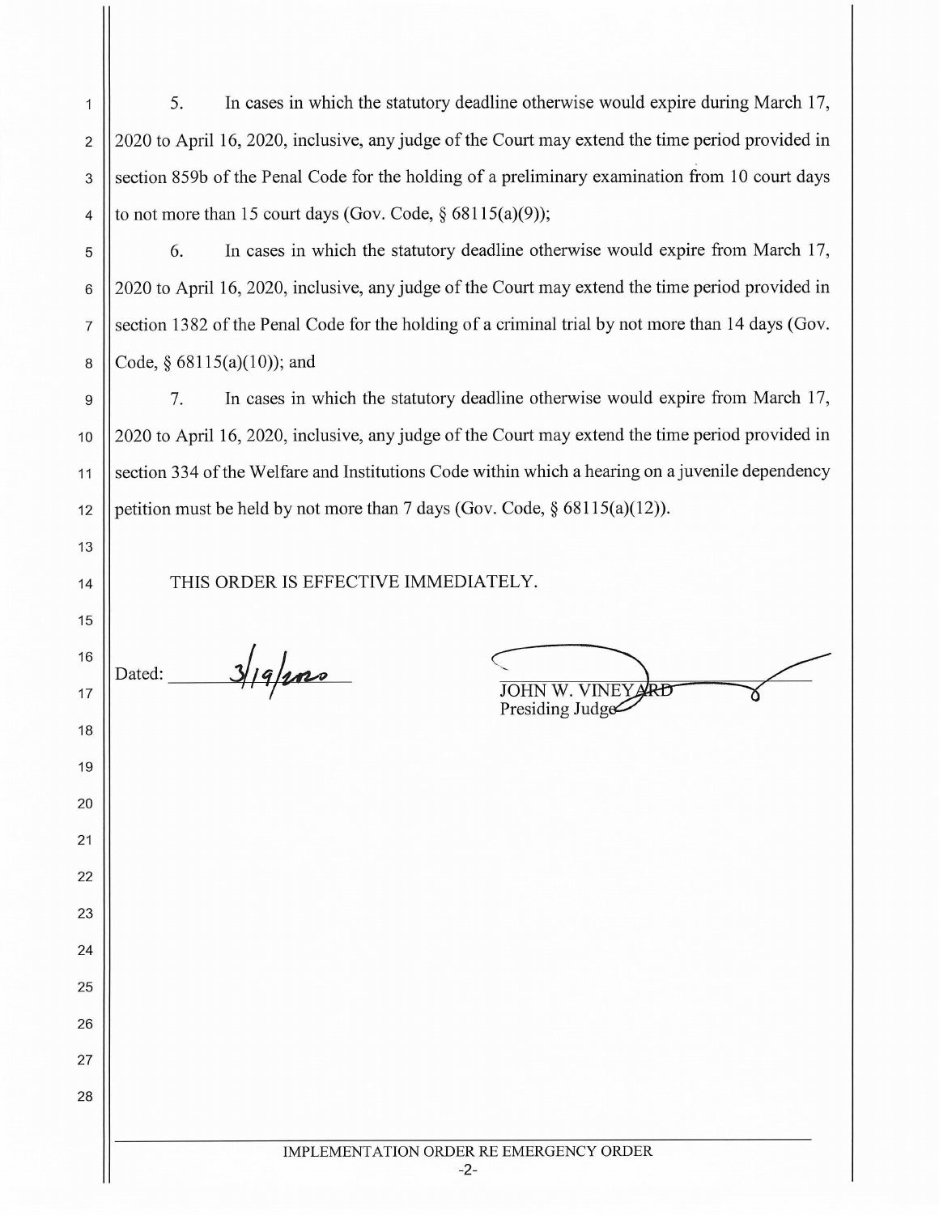5. In cases in which the statutory deadline otherwise would expire during March 17, 2020 to April 16, 2020, inclusive, any judge of the Court may extend the time period provided in section 859b of the Penal Code for the holding of a preliminary examination from 10 court days to not more than 15 court days (Gov. Code, § 68115(a)(9));

6. In cases in which the statutory deadline otherwise would expire from March 17, 2020 to April 16, 2020, inclusive, any judge of the Court may extend the time period provided in section 1382 of the Penal Code for the holding of a criminal trial by not more than 14 days (Gov. Code, § 68115(a)(10)); and

7. In cases in which the statutory deadline otherwise would expire from March 17, 2020 to April 16, 2020, inclusive, any judge of the Court may extend the time period provided in section 334 of the Welfare and Institutions Code within which a hearing on a juvenile dependency petition must be held by not more than 7 days (Gov. Code, § 68115(a)(12)).

THIS ORDER IS EFFECTIVE IMMEDIATELY.

Dated: 3/19/2020

JOHN W. VINEYARD
Presiding Judge

IMPLEMENTATION ORDER RE EMERGENCY ORDER